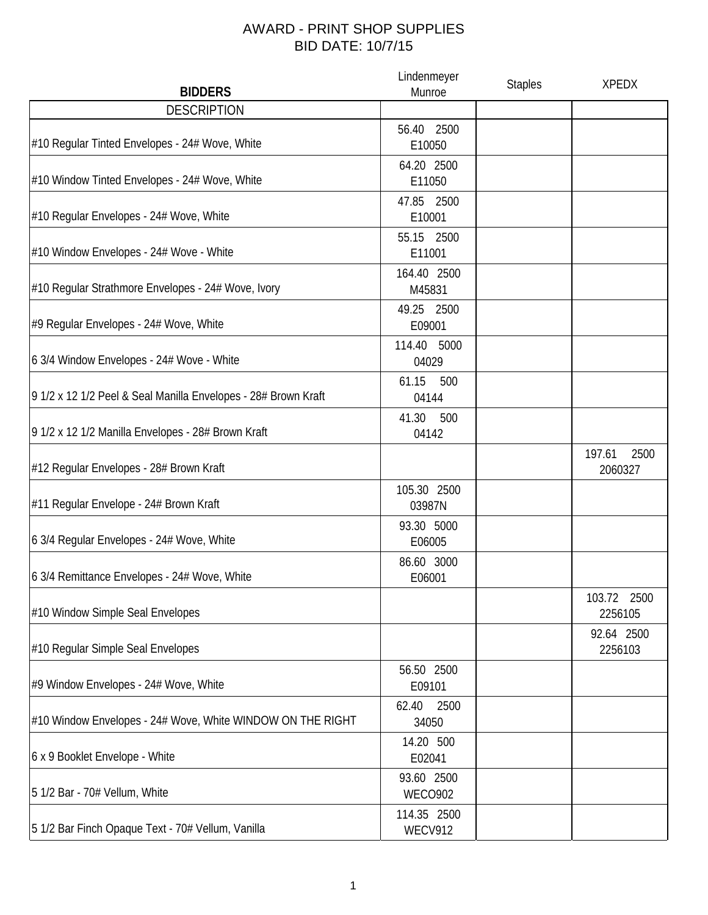# AWARD - PRINT SHOP SUPPLIES
## BID DATE: 10/7/15

| BIDDERS | Lindenmeyer Munroe | Staples | XPEDX |
|---|---|---|---|
| DESCRIPTION | | | |
| #10 Regular Tinted Envelopes - 24# Wove, White | 56.40 2500 E10050 | | |
| #10 Window Tinted Envelopes - 24# Wove, White | 64.20 2500 E11050 | | |
| #10 Regular Envelopes - 24# Wove, White | 47.85 2500 E10001 | | |
| #10 Window Envelopes - 24# Wove - White | 55.15 2500 E11001 | | |
| #10 Regular Strathmore Envelopes - 24# Wove, Ivory | 164.40 2500 M45831 | | |
| #9 Regular Envelopes - 24# Wove, White | 49.25 2500 E09001 | | |
| 6 3/4 Window Envelopes - 24# Wove - White | 114.40 5000 04029 | | |
| 9 1/2 x 12 1/2 Peel & Seal Manilla Envelopes - 28# Brown Kraft | 61.15 500 04144 | | |
| 9 1/2 x 12 1/2 Manilla Envelopes - 28# Brown Kraft | 41.30 500 04142 | | |
| #12 Regular Envelopes - 28# Brown Kraft | | | 197.61 2500 2060327 |
| #11 Regular Envelope - 24# Brown Kraft | 105.30 2500 03987N | | |
| 6 3/4 Regular Envelopes - 24# Wove, White | 93.30 5000 E06005 | | |
| 6 3/4 Remittance Envelopes - 24# Wove, White | 86.60 3000 E06001 | | |
| #10 Window Simple Seal Envelopes | | | 103.72 2500 2256105 |
| #10 Regular Simple Seal Envelopes | | | 92.64 2500 2256103 |
| #9 Window Envelopes - 24# Wove, White | 56.50 2500 E09101 | | |
| #10 Window Envelopes - 24# Wove, White WINDOW ON THE RIGHT | 62.40 2500 34050 | | |
| 6 x 9 Booklet Envelope - White | 14.20 500 E02041 | | |
| 5 1/2 Bar - 70# Vellum, White | 93.60 2500 WECO902 | | |
| 5 1/2 Bar Finch Opaque Text - 70# Vellum, Vanilla | 114.35 2500 WECV912 | | |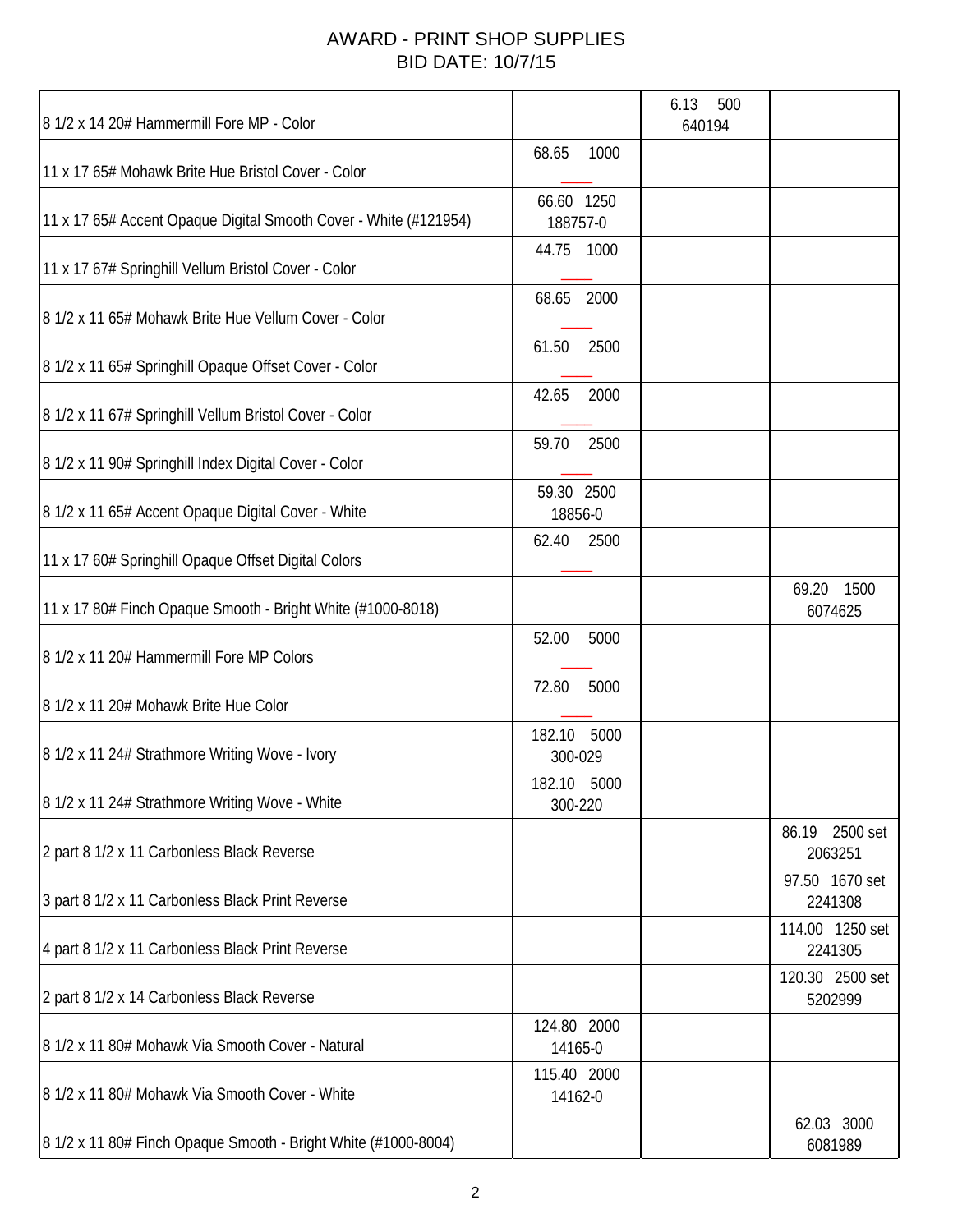# AWARD - PRINT SHOP SUPPLIES
# BID DATE: 10/7/15

| | | | |
|---|---|---|---|
| 8 1/2 x 14 20# Hammermill Fore MP - Color | | 6.13 500 640194 | |
| 11 x 17 65# Mohawk Brite Hue Bristol Cover - Color | 68.65 1000 ____ | | |
| 11 x 17 65# Accent Opaque Digital Smooth Cover - White (#121954) | 66.60 1250 188757-0 | | |
| 11 x 17 67# Springhill Vellum Bristol Cover - Color | 44.75 1000 ____ | | |
| 8 1/2 x 11 65# Mohawk Brite Hue Vellum Cover - Color | 68.65 2000 ____ | | |
| 8 1/2 x 11 65# Springhill Opaque Offset Cover - Color | 61.50 2500 ____ | | |
| 8 1/2 x 11 67# Springhill Vellum Bristol Cover - Color | 42.65 2000 ____ | | |
| 8 1/2 x 11 90# Springhill Index Digital Cover - Color | 59.70 2500 ____ | | |
| 8 1/2 x 11 65# Accent Opaque Digital Cover - White | 59.30 2500 18856-0 | | |
| 11 x 17 60# Springhill Opaque Offset Digital Colors | 62.40 2500 ____ | | |
| 11 x 17 80# Finch Opaque Smooth - Bright White (#1000-8018) | | | 69.20 1500 6074625 |
| 8 1/2 x 11 20# Hammermill Fore MP Colors | 52.00 5000 ____ | | |
| 8 1/2 x 11 20# Mohawk Brite Hue Color | 72.80 5000 ____ | | |
| 8 1/2 x 11 24# Strathmore Writing Wove - Ivory | 182.10 5000 300-029 | | |
| 8 1/2 x 11 24# Strathmore Writing Wove - White | 182.10 5000 300-220 | | |
| 2 part 8 1/2 x 11 Carbonless Black Reverse | | | 86.19 2500 set 2063251 |
| 3 part 8 1/2 x 11 Carbonless Black Print Reverse | | | 97.50 1670 set 2241308 |
| 4 part 8 1/2 x 11 Carbonless Black Print Reverse | | | 114.00 1250 set 2241305 |
| 2 part 8 1/2 x 14 Carbonless Black Reverse | | | 120.30 2500 set 5202999 |
| 8 1/2 x 11 80# Mohawk Via Smooth Cover - Natural | 124.80 2000 14165-0 | | |
| 8 1/2 x 11 80# Mohawk Via Smooth Cover - White | 115.40 2000 14162-0 | | |
| 8 1/2 x 11 80# Finch Opaque Smooth - Bright White (#1000-8004) | | | 62.03 3000 6081989 |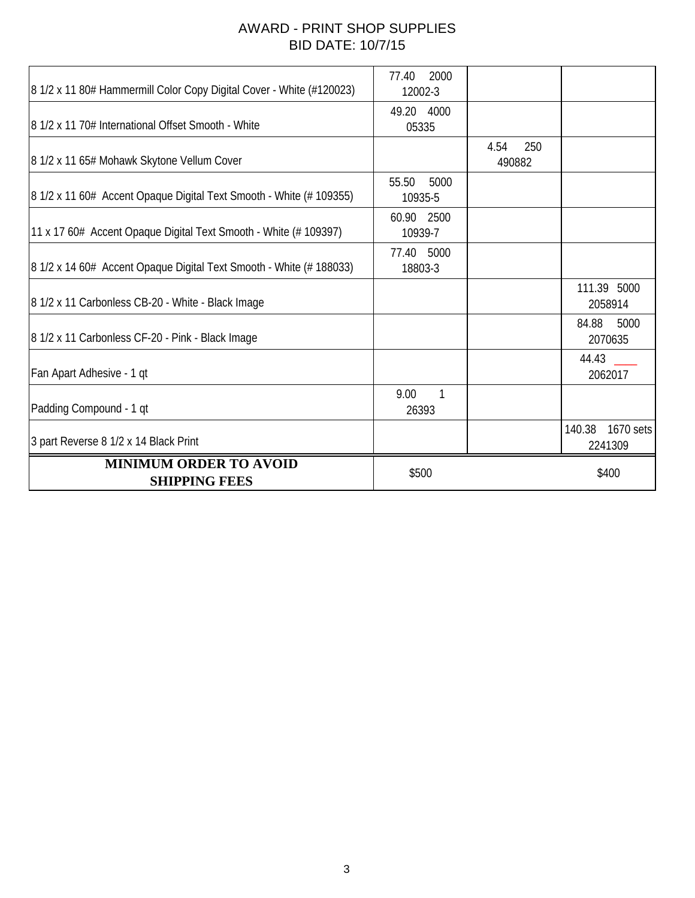# AWARD - PRINT SHOP SUPPLIES

## BID DATE: 10/7/15

| | | | |
|---|---|---|---|
| 8 1/2 x 11 80# Hammermill Color Copy Digital Cover - White (#120023) | 77.40 2000 12002-3 | | |
| 8 1/2 x 11 70# International Offset Smooth - White | 49.20 4000 05335 | | |
| 8 1/2 x 11 65# Mohawk Skytone Vellum Cover | | 4.54 250 490882 | |
| 8 1/2 x 11 60# Accent Opaque Digital Text Smooth - White (# 109355) | 55.50 5000 10935-5 | | |
| 11 x 17 60# Accent Opaque Digital Text Smooth - White (# 109397) | 60.90 2500 10939-7 | | |
| 8 1/2 x 14 60# Accent Opaque Digital Text Smooth - White (# 188033) | 77.40 5000 18803-3 | | |
| 8 1/2 x 11 Carbonless CB-20 - White - Black Image | | | 111.39 5000 2058914 |
| 8 1/2 x 11 Carbonless CF-20 - Pink - Black Image | | | 84.88 5000 2070635 |
| Fan Apart Adhesive - 1 qt | | | 44.43 ____ 2062017 |
| Padding Compound - 1 qt | 9.00 1 26393 | | |
| 3 part Reverse 8 1/2 x 14 Black Print | | | 140.38 1670 sets 2241309 |
| **MINIMUM ORDER TO AVOID SHIPPING FEES** | $500 | | $400 |